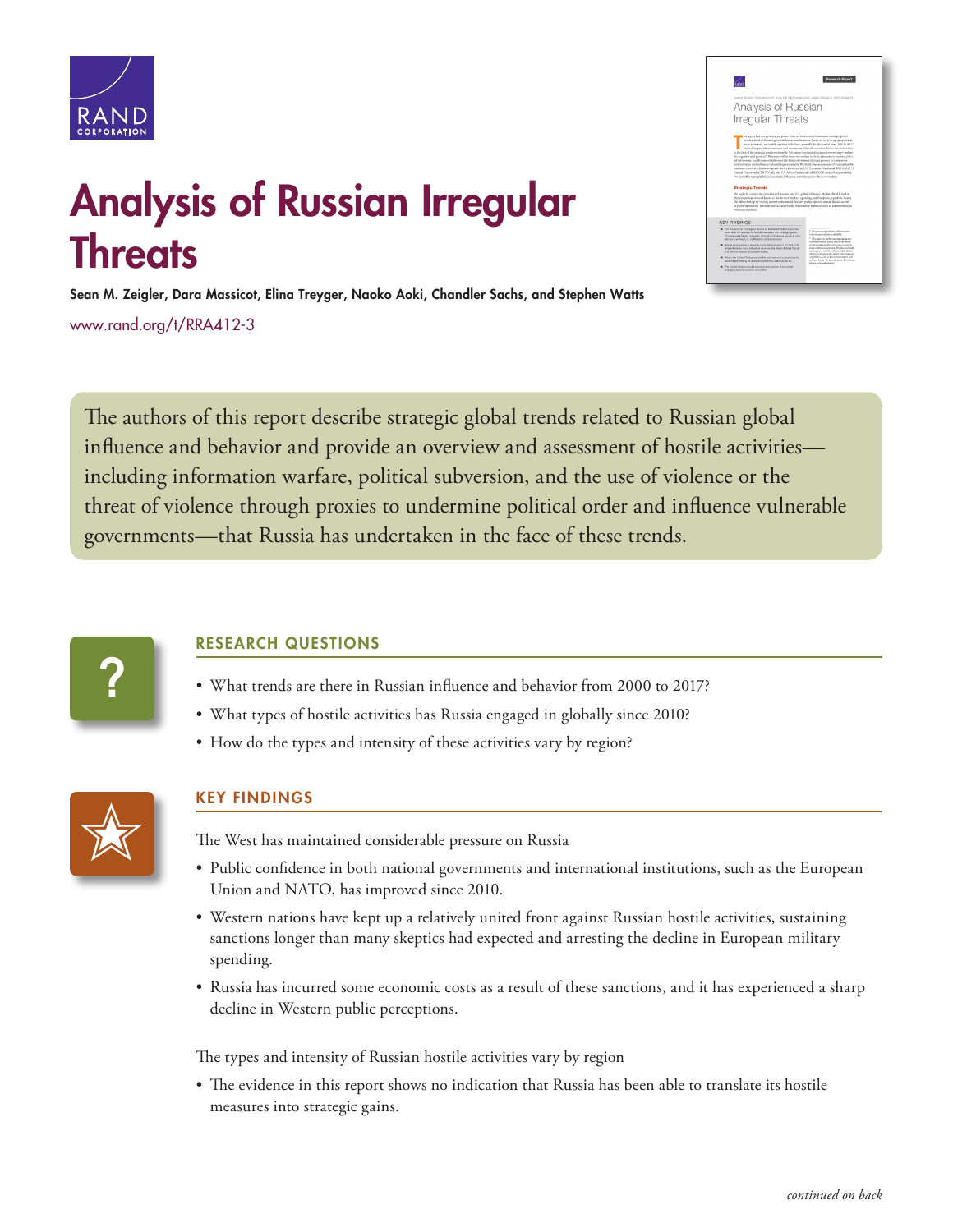# Analysis of Russian Irregular Threats

**Sean M. Zeigler, Dara Massicot, Elina Treyger, Naoko Aoki, Chandler Sachs, and Stephen Watts**

www.rand.org/t/RRA412-3

The authors of this report describe strategic global trends related to Russian global influence and behavior and provide an overview and assessment of hostile activities—including information warfare, political subversion, and the use of violence or the threat of violence through proxies to undermine political order and influence vulnerable governments—that Russia has undertaken in the face of these trends.

## RESEARCH QUESTIONS

- What trends are there in Russian influence and behavior from 2000 to 2017?
- What types of hostile activities has Russia engaged in globally since 2010?
- How do the types and intensity of these activities vary by region?

## KEY FINDINGS

The West has maintained considerable pressure on Russia

- Public confidence in both national governments and international institutions, such as the European Union and NATO, has improved since 2010.
- Western nations have kept up a relatively united front against Russian hostile activities, sustaining sanctions longer than many skeptics had expected and arresting the decline in European military spending.
- Russia has incurred some economic costs as a result of these sanctions, and it has experienced a sharp decline in Western public perceptions.

The types and intensity of Russian hostile activities vary by region

- The evidence in this report shows no indication that Russia has been able to translate its hostile measures into strategic gains.

*continued on back*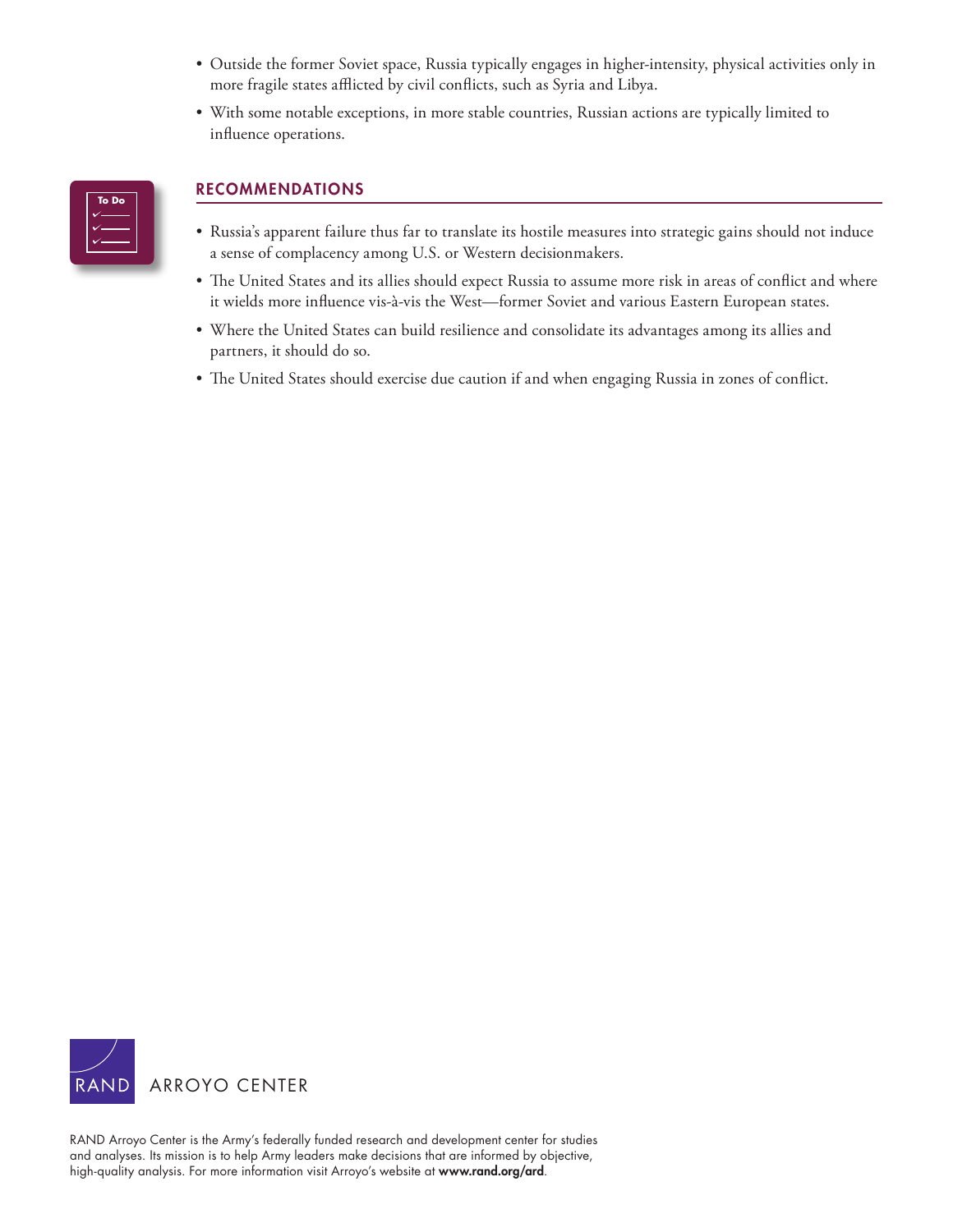- Outside the former Soviet space, Russia typically engages in higher-intensity, physical activities only in more fragile states afflicted by civil conflicts, such as Syria and Libya.
- With some notable exceptions, in more stable countries, Russian actions are typically limited to influence operations.

## RECOMMENDATIONS

- Russia's apparent failure thus far to translate its hostile measures into strategic gains should not induce a sense of complacency among U.S. or Western decisionmakers.
- The United States and its allies should expect Russia to assume more risk in areas of conflict and where it wields more influence vis-à-vis the West—former Soviet and various Eastern European states.
- Where the United States can build resilience and consolidate its advantages among its allies and partners, it should do so.
- The United States should exercise due caution if and when engaging Russia in zones of conflict.

RAND ARROYO CENTER

RAND Arroyo Center is the Army's federally funded research and development center for studies and analyses. Its mission is to help Army leaders make decisions that are informed by objective, high-quality analysis. For more information visit Arroyo's website at **www.rand.org/ard**.